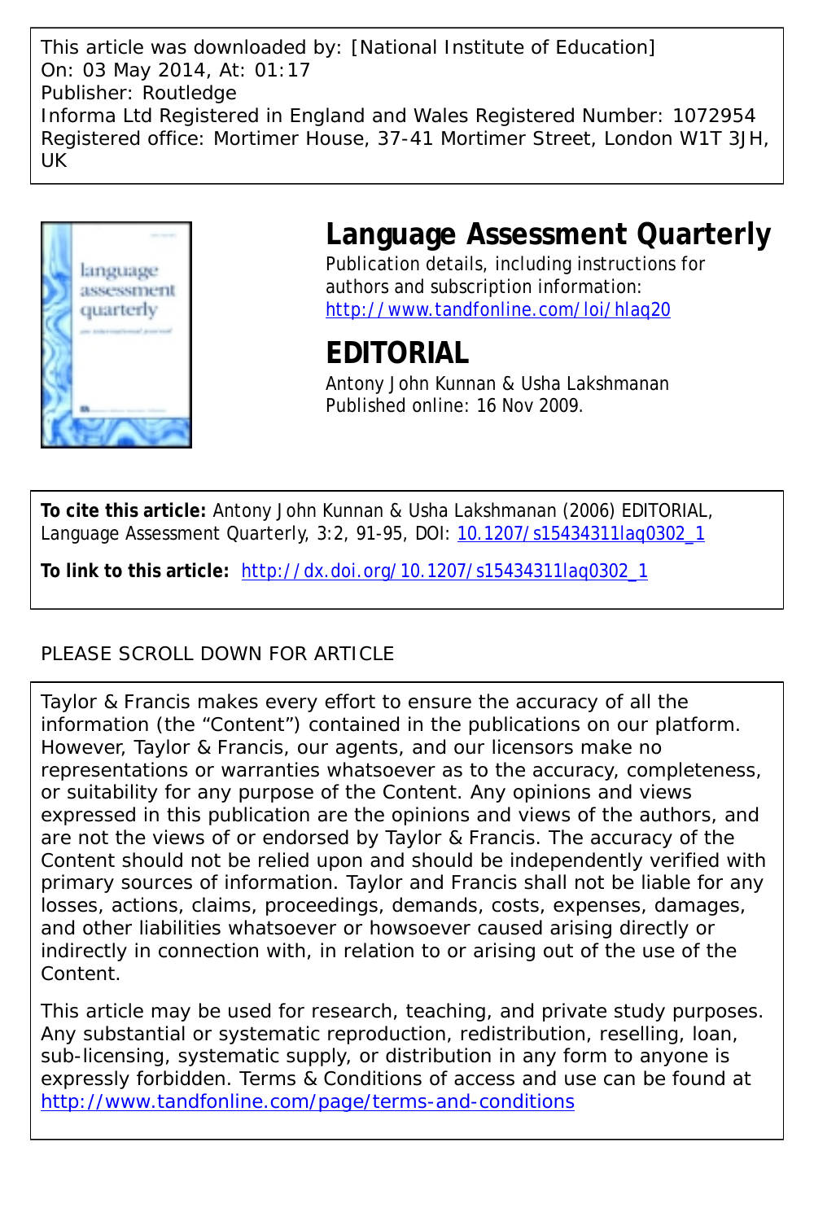This article was downloaded by: [National Institute of Education]
On: 03 May 2014, At: 01:17
Publisher: Routledge
Informa Ltd Registered in England and Wales Registered Number: 1072954
Registered office: Mortimer House, 37-41 Mortimer Street, London W1T 3JH, UK

# Language Assessment Quarterly

Publication details, including instructions for authors and subscription information:
http://www.tandfonline.com/loi/hlaq20

## EDITORIAL

Antony John Kunnan & Usha Lakshmanan
Published online: 16 Nov 2009.

**To cite this article:** Antony John Kunnan & Usha Lakshmanan (2006) EDITORIAL, Language Assessment Quarterly, 3:2, 91-95, DOI: 10.1207/s15434311laq0302_1

**To link to this article:** http://dx.doi.org/10.1207/s15434311laq0302_1

PLEASE SCROLL DOWN FOR ARTICLE

Taylor & Francis makes every effort to ensure the accuracy of all the information (the "Content") contained in the publications on our platform. However, Taylor & Francis, our agents, and our licensors make no representations or warranties whatsoever as to the accuracy, completeness, or suitability for any purpose of the Content. Any opinions and views expressed in this publication are the opinions and views of the authors, and are not the views of or endorsed by Taylor & Francis. The accuracy of the Content should not be relied upon and should be independently verified with primary sources of information. Taylor and Francis shall not be liable for any losses, actions, claims, proceedings, demands, costs, expenses, damages, and other liabilities whatsoever or howsoever caused arising directly or indirectly in connection with, in relation to or arising out of the use of the Content.

This article may be used for research, teaching, and private study purposes. Any substantial or systematic reproduction, redistribution, reselling, loan, sub-licensing, systematic supply, or distribution in any form to anyone is expressly forbidden. Terms & Conditions of access and use can be found at http://www.tandfonline.com/page/terms-and-conditions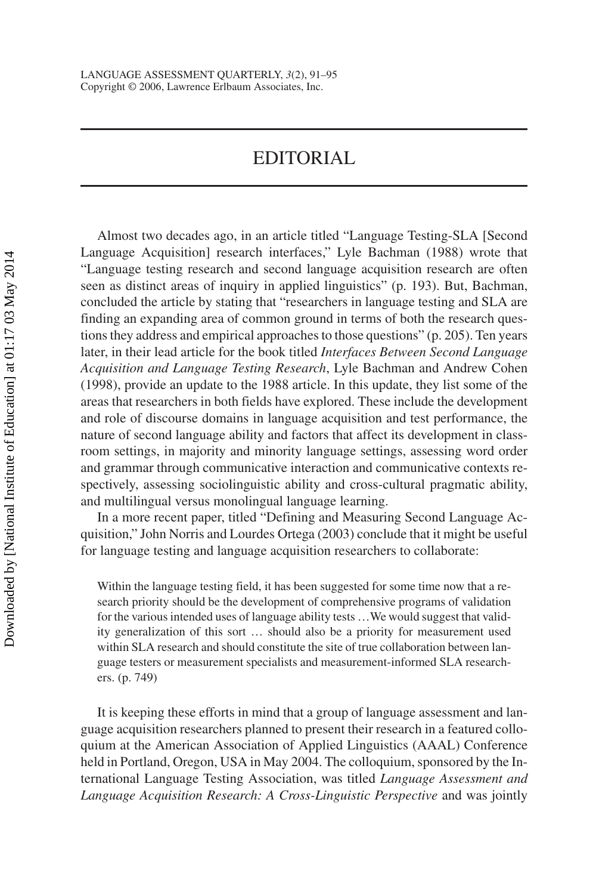# EDITORIAL

Almost two decades ago, in an article titled "Language Testing-SLA [Second Language Acquisition] research interfaces," Lyle Bachman (1988) wrote that "Language testing research and second language acquisition research are often seen as distinct areas of inquiry in applied linguistics" (p. 193). But, Bachman, concluded the article by stating that "researchers in language testing and SLA are finding an expanding area of common ground in terms of both the research questions they address and empirical approaches to those questions" (p. 205). Ten years later, in their lead article for the book titled *Interfaces Between Second Language Acquisition and Language Testing Research*, Lyle Bachman and Andrew Cohen (1998), provide an update to the 1988 article. In this update, they list some of the areas that researchers in both fields have explored. These include the development and role of discourse domains in language acquisition and test performance, the nature of second language ability and factors that affect its development in classroom settings, in majority and minority language settings, assessing word order and grammar through communicative interaction and communicative contexts respectively, assessing sociolinguistic ability and cross-cultural pragmatic ability, and multilingual versus monolingual language learning.

In a more recent paper, titled "Defining and Measuring Second Language Acquisition," John Norris and Lourdes Ortega (2003) conclude that it might be useful for language testing and language acquisition researchers to collaborate:

> Within the language testing field, it has been suggested for some time now that a research priority should be the development of comprehensive programs of validation for the various intended uses of language ability tests …We would suggest that validity generalization of this sort … should also be a priority for measurement used within SLA research and should constitute the site of true collaboration between language testers or measurement specialists and measurement-informed SLA researchers. (p. 749)

It is keeping these efforts in mind that a group of language assessment and language acquisition researchers planned to present their research in a featured colloquium at the American Association of Applied Linguistics (AAAL) Conference held in Portland, Oregon, USA in May 2004. The colloquium, sponsored by the International Language Testing Association, was titled *Language Assessment and Language Acquisition Research: A Cross-Linguistic Perspective* and was jointly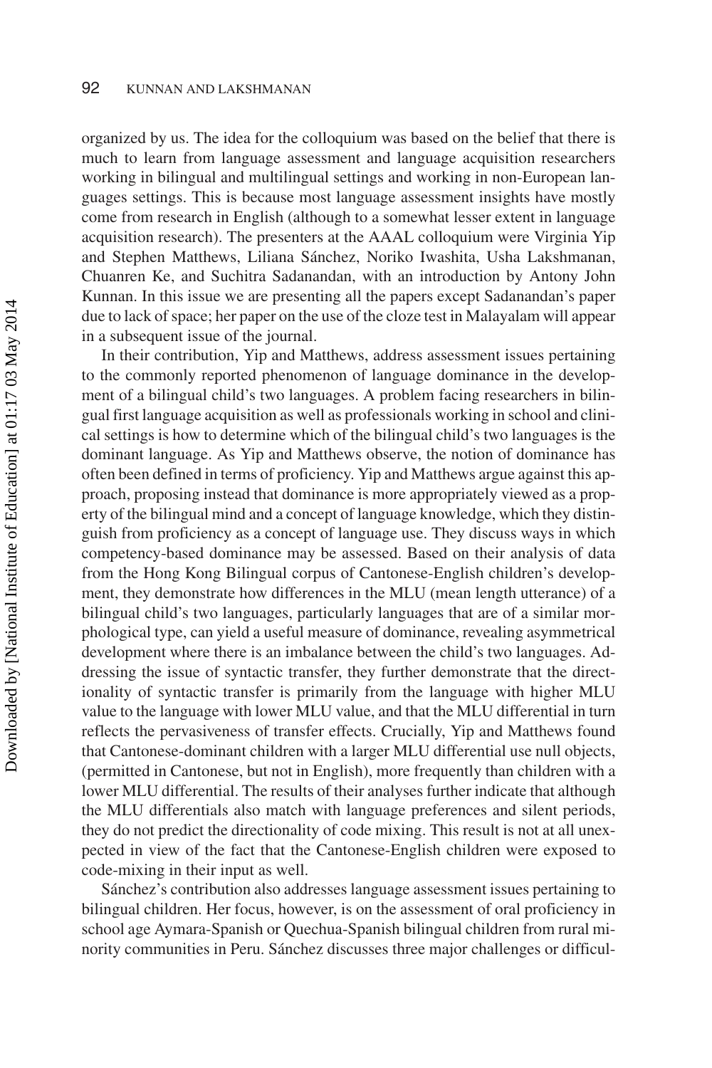organized by us. The idea for the colloquium was based on the belief that there is much to learn from language assessment and language acquisition researchers working in bilingual and multilingual settings and working in non-European languages settings. This is because most language assessment insights have mostly come from research in English (although to a somewhat lesser extent in language acquisition research). The presenters at the AAAL colloquium were Virginia Yip and Stephen Matthews, Liliana Sánchez, Noriko Iwashita, Usha Lakshmanan, Chuanren Ke, and Suchitra Sadanandan, with an introduction by Antony John Kunnan. In this issue we are presenting all the papers except Sadanandan's paper due to lack of space; her paper on the use of the cloze test in Malayalam will appear in a subsequent issue of the journal.

In their contribution, Yip and Matthews, address assessment issues pertaining to the commonly reported phenomenon of language dominance in the development of a bilingual child's two languages. A problem facing researchers in bilingual first language acquisition as well as professionals working in school and clinical settings is how to determine which of the bilingual child's two languages is the dominant language. As Yip and Matthews observe, the notion of dominance has often been defined in terms of proficiency. Yip and Matthews argue against this approach, proposing instead that dominance is more appropriately viewed as a property of the bilingual mind and a concept of language knowledge, which they distinguish from proficiency as a concept of language use. They discuss ways in which competency-based dominance may be assessed. Based on their analysis of data from the Hong Kong Bilingual corpus of Cantonese-English children's development, they demonstrate how differences in the MLU (mean length utterance) of a bilingual child's two languages, particularly languages that are of a similar morphological type, can yield a useful measure of dominance, revealing asymmetrical development where there is an imbalance between the child's two languages. Addressing the issue of syntactic transfer, they further demonstrate that the directionality of syntactic transfer is primarily from the language with higher MLU value to the language with lower MLU value, and that the MLU differential in turn reflects the pervasiveness of transfer effects. Crucially, Yip and Matthews found that Cantonese-dominant children with a larger MLU differential use null objects, (permitted in Cantonese, but not in English), more frequently than children with a lower MLU differential. The results of their analyses further indicate that although the MLU differentials also match with language preferences and silent periods, they do not predict the directionality of code mixing. This result is not at all unexpected in view of the fact that the Cantonese-English children were exposed to code-mixing in their input as well.

Sánchez's contribution also addresses language assessment issues pertaining to bilingual children. Her focus, however, is on the assessment of oral proficiency in school age Aymara-Spanish or Quechua-Spanish bilingual children from rural minority communities in Peru. Sánchez discusses three major challenges or difficul-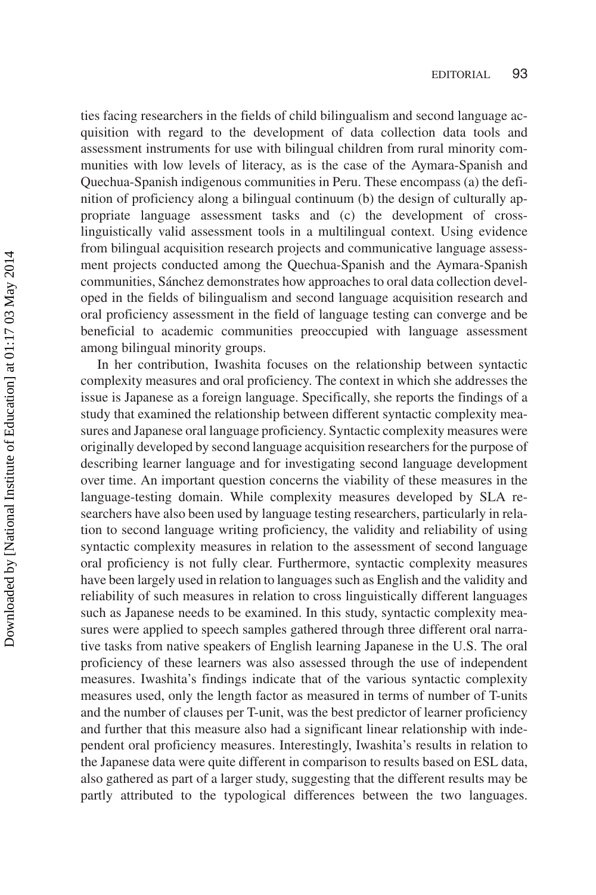ties facing researchers in the fields of child bilingualism and second language acquisition with regard to the development of data collection data tools and assessment instruments for use with bilingual children from rural minority communities with low levels of literacy, as is the case of the Aymara-Spanish and Quechua-Spanish indigenous communities in Peru. These encompass (a) the definition of proficiency along a bilingual continuum (b) the design of culturally appropriate language assessment tasks and (c) the development of cross-linguistically valid assessment tools in a multilingual context. Using evidence from bilingual acquisition research projects and communicative language assessment projects conducted among the Quechua-Spanish and the Aymara-Spanish communities, Sánchez demonstrates how approaches to oral data collection developed in the fields of bilingualism and second language acquisition research and oral proficiency assessment in the field of language testing can converge and be beneficial to academic communities preoccupied with language assessment among bilingual minority groups.

In her contribution, Iwashita focuses on the relationship between syntactic complexity measures and oral proficiency. The context in which she addresses the issue is Japanese as a foreign language. Specifically, she reports the findings of a study that examined the relationship between different syntactic complexity measures and Japanese oral language proficiency. Syntactic complexity measures were originally developed by second language acquisition researchers for the purpose of describing learner language and for investigating second language development over time. An important question concerns the viability of these measures in the language-testing domain. While complexity measures developed by SLA researchers have also been used by language testing researchers, particularly in relation to second language writing proficiency, the validity and reliability of using syntactic complexity measures in relation to the assessment of second language oral proficiency is not fully clear. Furthermore, syntactic complexity measures have been largely used in relation to languages such as English and the validity and reliability of such measures in relation to cross linguistically different languages such as Japanese needs to be examined. In this study, syntactic complexity measures were applied to speech samples gathered through three different oral narrative tasks from native speakers of English learning Japanese in the U.S. The oral proficiency of these learners was also assessed through the use of independent measures. Iwashita's findings indicate that of the various syntactic complexity measures used, only the length factor as measured in terms of number of T-units and the number of clauses per T-unit, was the best predictor of learner proficiency and further that this measure also had a significant linear relationship with independent oral proficiency measures. Interestingly, Iwashita's results in relation to the Japanese data were quite different in comparison to results based on ESL data, also gathered as part of a larger study, suggesting that the different results may be partly attributed to the typological differences between the two languages.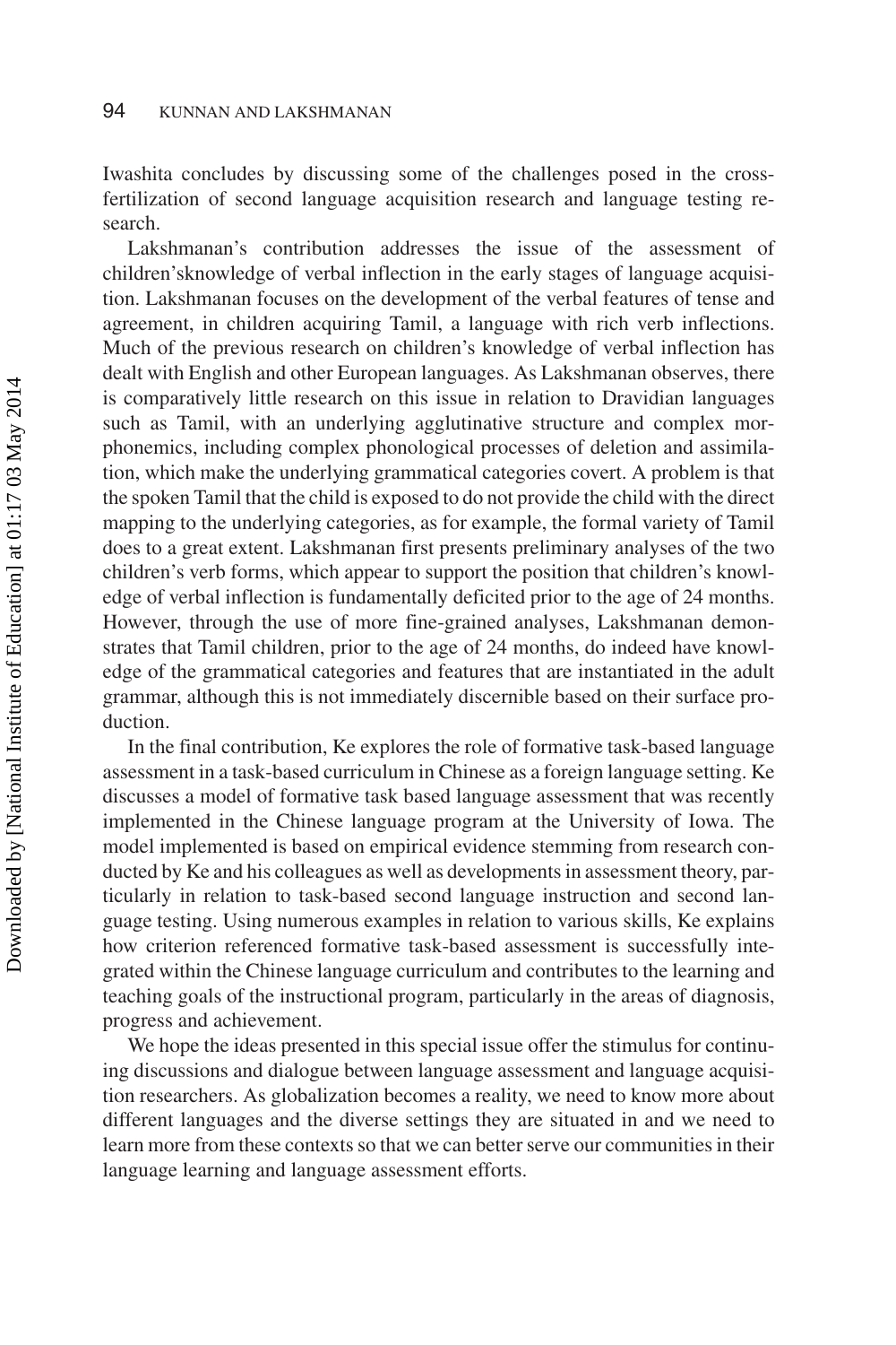Iwashita concludes by discussing some of the challenges posed in the cross-fertilization of second language acquisition research and language testing research.

Lakshmanan's contribution addresses the issue of the assessment of children'sknowledge of verbal inflection in the early stages of language acquisition. Lakshmanan focuses on the development of the verbal features of tense and agreement, in children acquiring Tamil, a language with rich verb inflections. Much of the previous research on children's knowledge of verbal inflection has dealt with English and other European languages. As Lakshmanan observes, there is comparatively little research on this issue in relation to Dravidian languages such as Tamil, with an underlying agglutinative structure and complex morphonemics, including complex phonological processes of deletion and assimilation, which make the underlying grammatical categories covert. A problem is that the spoken Tamil that the child is exposed to do not provide the child with the direct mapping to the underlying categories, as for example, the formal variety of Tamil does to a great extent. Lakshmanan first presents preliminary analyses of the two children's verb forms, which appear to support the position that children's knowledge of verbal inflection is fundamentally deficited prior to the age of 24 months. However, through the use of more fine-grained analyses, Lakshmanan demonstrates that Tamil children, prior to the age of 24 months, do indeed have knowledge of the grammatical categories and features that are instantiated in the adult grammar, although this is not immediately discernible based on their surface production.

In the final contribution, Ke explores the role of formative task-based language assessment in a task-based curriculum in Chinese as a foreign language setting. Ke discusses a model of formative task based language assessment that was recently implemented in the Chinese language program at the University of Iowa. The model implemented is based on empirical evidence stemming from research conducted by Ke and his colleagues as well as developments in assessment theory, particularly in relation to task-based second language instruction and second language testing. Using numerous examples in relation to various skills, Ke explains how criterion referenced formative task-based assessment is successfully integrated within the Chinese language curriculum and contributes to the learning and teaching goals of the instructional program, particularly in the areas of diagnosis, progress and achievement.

We hope the ideas presented in this special issue offer the stimulus for continuing discussions and dialogue between language assessment and language acquisition researchers. As globalization becomes a reality, we need to know more about different languages and the diverse settings they are situated in and we need to learn more from these contexts so that we can better serve our communities in their language learning and language assessment efforts.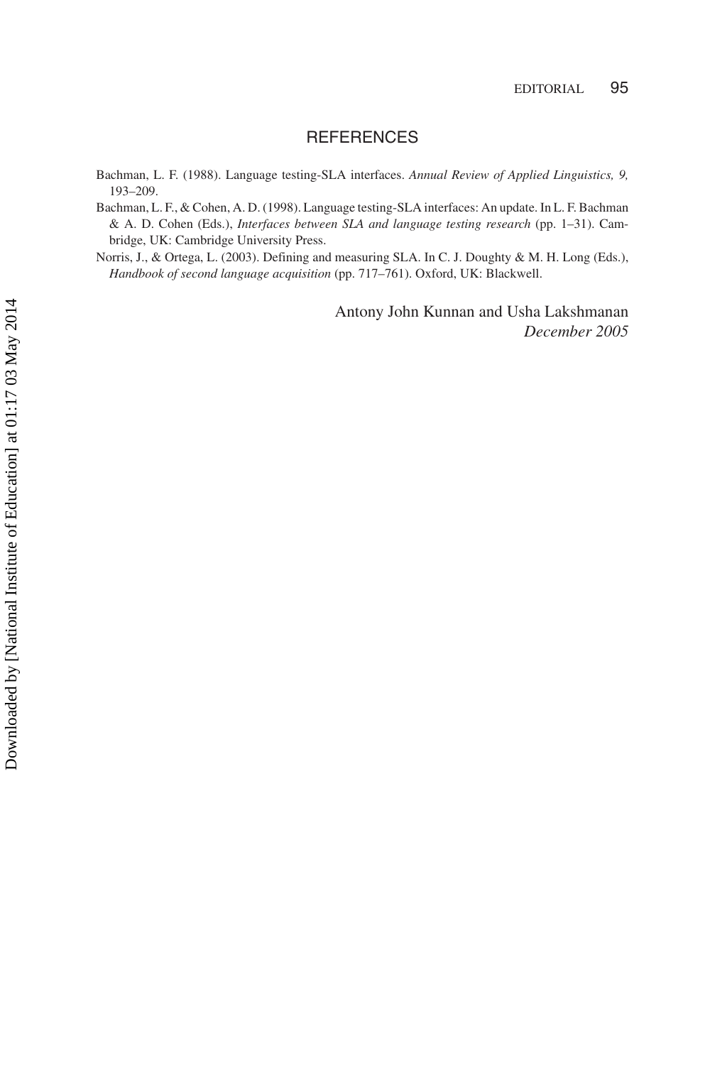## REFERENCES

Bachman, L. F. (1988). Language testing-SLA interfaces. *Annual Review of Applied Linguistics, 9,* 193–209.

Bachman, L. F., & Cohen, A. D. (1998). Language testing-SLA interfaces: An update. In L. F. Bachman & A. D. Cohen (Eds.), *Interfaces between SLA and language testing research* (pp. 1–31). Cambridge, UK: Cambridge University Press.

Norris, J., & Ortega, L. (2003). Defining and measuring SLA. In C. J. Doughty & M. H. Long (Eds.), *Handbook of second language acquisition* (pp. 717–761). Oxford, UK: Blackwell.

Antony John Kunnan and Usha Lakshmanan
*December 2005*